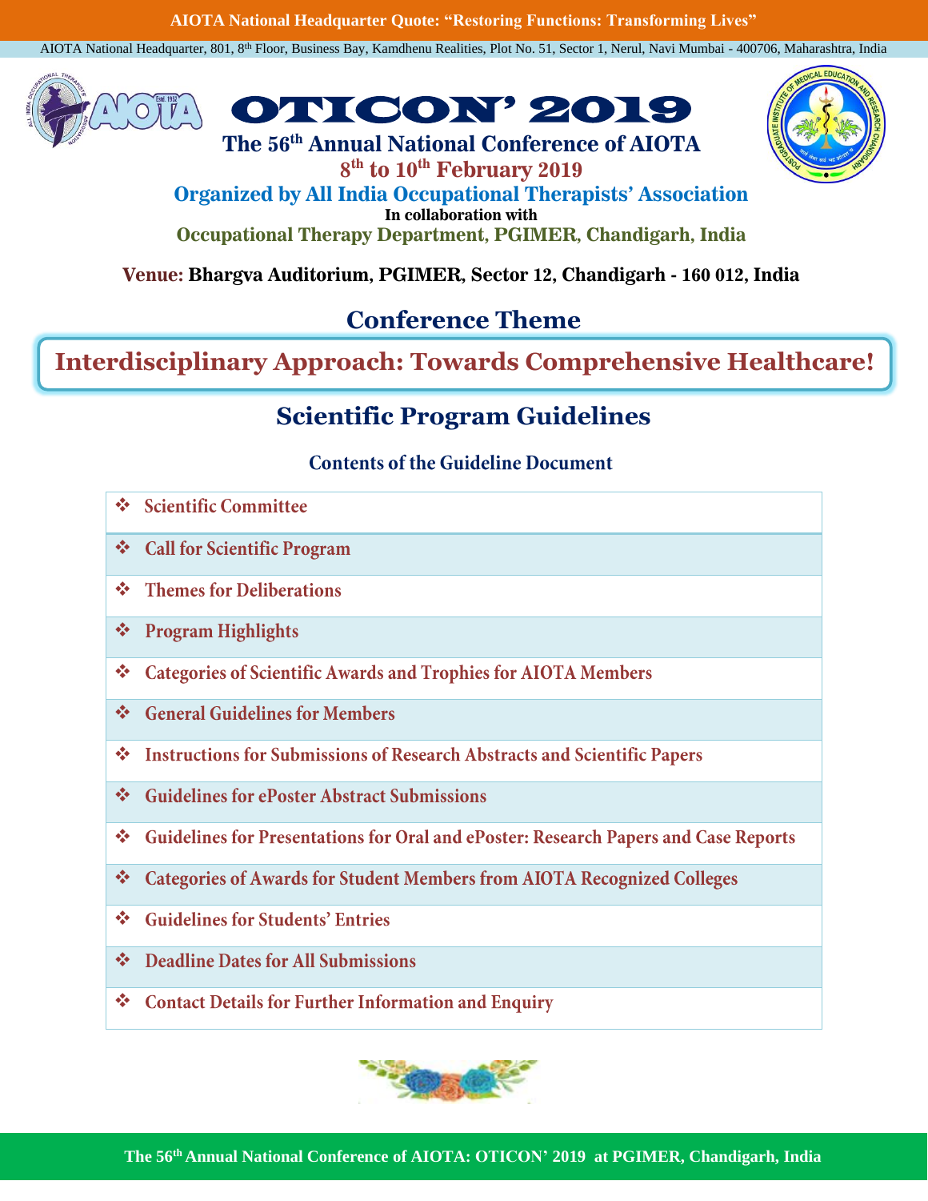**AIOTA National Headquarter Quote: "Restoring Functions: Transforming Lives"**

AIOTA National Headquarter, 801, 8th Floor, Business Bay, Kamdhenu Realities, Plot No. 51, Sector 1, Nerul, Navi Mumbai - 400706, Maharashtra, India

# OTICON' 2019

## The 56th Annual National Conference of AIOTA

**8th to 10th February 2019**

**Organized by All India Occupational Therapists' Association**

**In collaboration with**

**Occupational Therapy Department, PGIMER, Chandigarh, India**

**Venue: Bhargva Auditorium, PGIMER, Sector 12, Chandigarh - 160 012, India**

## Conference Theme

**Interdisciplinary Approach: Towards Comprehensive Healthcare!**

## Scientific Program Guidelines

### Contents of the Guideline Document

- Scientific Committee
- Call for Scientific Program
- Themes for Deliberations
- Program Highlights
- Categories of Scientific Awards and Trophies for AIOTA Members
- General Guidelines for Members
- Instructions for Submissions of Research Abstracts and Scientific Papers
- Guidelines for ePoster Abstract Submissions
- Guidelines for Presentations for Oral and ePoster: Research Papers and Case Reports
- Categories of Awards for Student Members from AIOTA Recognized Colleges
- Guidelines for Students' Entries
- Deadline Dates for All Submissions
- Contact Details for Further Information and Enquiry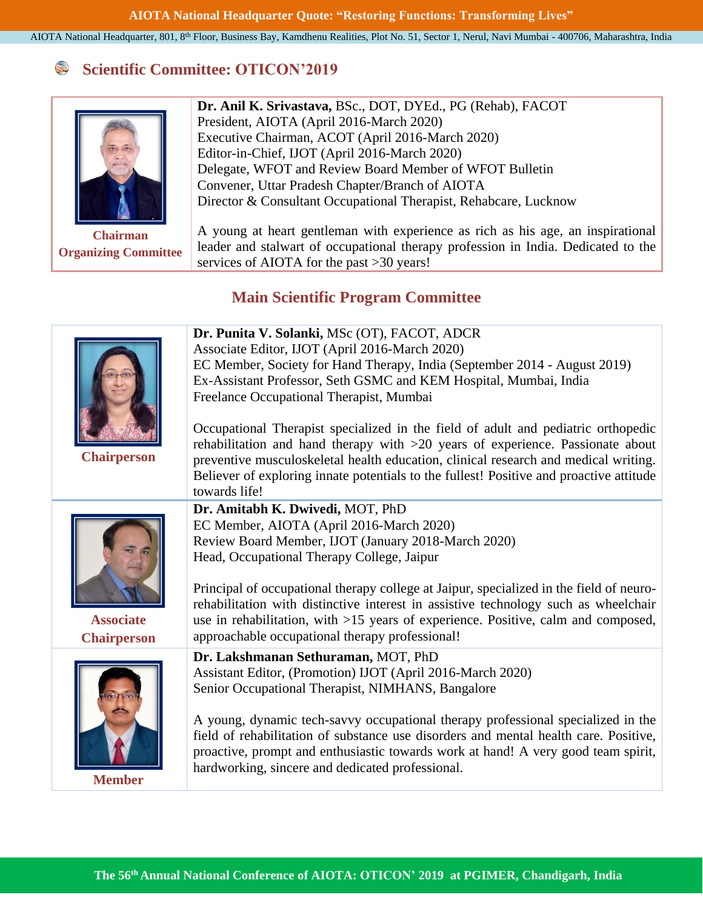## Scientific Committee: OTICON'2019

| | |
|---|---|
| **Chairman Organizing Committee** | **Dr. Anil K. Srivastava,** BSc., DOT, DYEd., PG (Rehab), FACOT<br>President, AIOTA (April 2016-March 2020)<br>Executive Chairman, ACOT (April 2016-March 2020)<br>Editor-in-Chief, IJOT (April 2016-March 2020)<br>Delegate, WFOT and Review Board Member of WFOT Bulletin<br>Convener, Uttar Pradesh Chapter/Branch of AIOTA<br>Director & Consultant Occupational Therapist, Rehabcare, Lucknow<br><br>A young at heart gentleman with experience as rich as his age, an inspirational leader and stalwart of occupational therapy profession in India. Dedicated to the services of AIOTA for the past >30 years! |

## Main Scientific Program Committee

| | |
|---|---|
| **Chairperson** | **Dr. Punita V. Solanki,** MSc (OT), FACOT, ADCR<br>Associate Editor, IJOT (April 2016-March 2020)<br>EC Member, Society for Hand Therapy, India (September 2014 - August 2019)<br>Ex-Assistant Professor, Seth GSMC and KEM Hospital, Mumbai, India<br>Freelance Occupational Therapist, Mumbai<br><br>Occupational Therapist specialized in the field of adult and pediatric orthopedic rehabilitation and hand therapy with >20 years of experience. Passionate about preventive musculoskeletal health education, clinical research and medical writing. Believer of exploring innate potentials to the fullest! Positive and proactive attitude towards life! |
| **Associate Chairperson** | **Dr. Amitabh K. Dwivedi,** MOT, PhD<br>EC Member, AIOTA (April 2016-March 2020)<br>Review Board Member, IJOT (January 2018-March 2020)<br>Head, Occupational Therapy College, Jaipur<br><br>Principal of occupational therapy college at Jaipur, specialized in the field of neuro-rehabilitation with distinctive interest in assistive technology such as wheelchair use in rehabilitation, with >15 years of experience. Positive, calm and composed, approachable occupational therapy professional! |
| **Member** | **Dr. Lakshmanan Sethuraman,** MOT, PhD<br>Assistant Editor, (Promotion) IJOT (April 2016-March 2020)<br>Senior Occupational Therapist, NIMHANS, Bangalore<br><br>A young, dynamic tech-savvy occupational therapy professional specialized in the field of rehabilitation of substance use disorders and mental health care. Positive, proactive, prompt and enthusiastic towards work at hand! A very good team spirit, hardworking, sincere and dedicated professional. |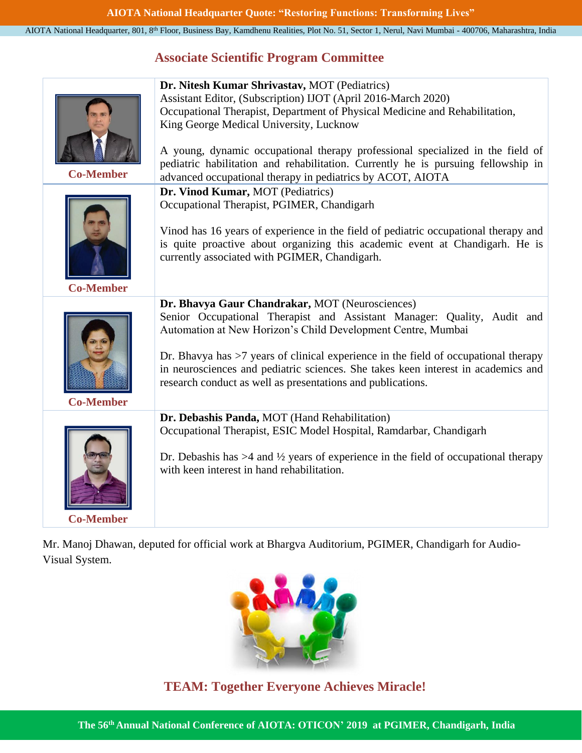## Associate Scientific Program Committee

| | |
|---|---|
| Co-Member | **Dr. Nitesh Kumar Shrivastav,** MOT (Pediatrics)<br>Assistant Editor, (Subscription) IJOT (April 2016-March 2020)<br>Occupational Therapist, Department of Physical Medicine and Rehabilitation, King George Medical University, Lucknow<br><br>A young, dynamic occupational therapy professional specialized in the field of pediatric habilitation and rehabilitation. Currently he is pursuing fellowship in advanced occupational therapy in pediatrics by ACOT, AIOTA |
| Co-Member | **Dr. Vinod Kumar,** MOT (Pediatrics)<br>Occupational Therapist, PGIMER, Chandigarh<br><br>Vinod has 16 years of experience in the field of pediatric occupational therapy and is quite proactive about organizing this academic event at Chandigarh. He is currently associated with PGIMER, Chandigarh. |
| Co-Member | **Dr. Bhavya Gaur Chandrakar,** MOT (Neurosciences)<br>Senior Occupational Therapist and Assistant Manager: Quality, Audit and Automation at New Horizon's Child Development Centre, Mumbai<br><br>Dr. Bhavya has >7 years of clinical experience in the field of occupational therapy in neurosciences and pediatric sciences. She takes keen interest in academics and research conduct as well as presentations and publications. |
| Co-Member | **Dr. Debashis Panda,** MOT (Hand Rehabilitation)<br>Occupational Therapist, ESIC Model Hospital, Ramdarbar, Chandigarh<br><br>Dr. Debashis has >4 and ½ years of experience in the field of occupational therapy with keen interest in hand rehabilitation. |

Mr. Manoj Dhawan, deputed for official work at Bhargva Auditorium, PGIMER, Chandigarh for Audio-Visual System.

**TEAM: Together Everyone Achieves Miracle!**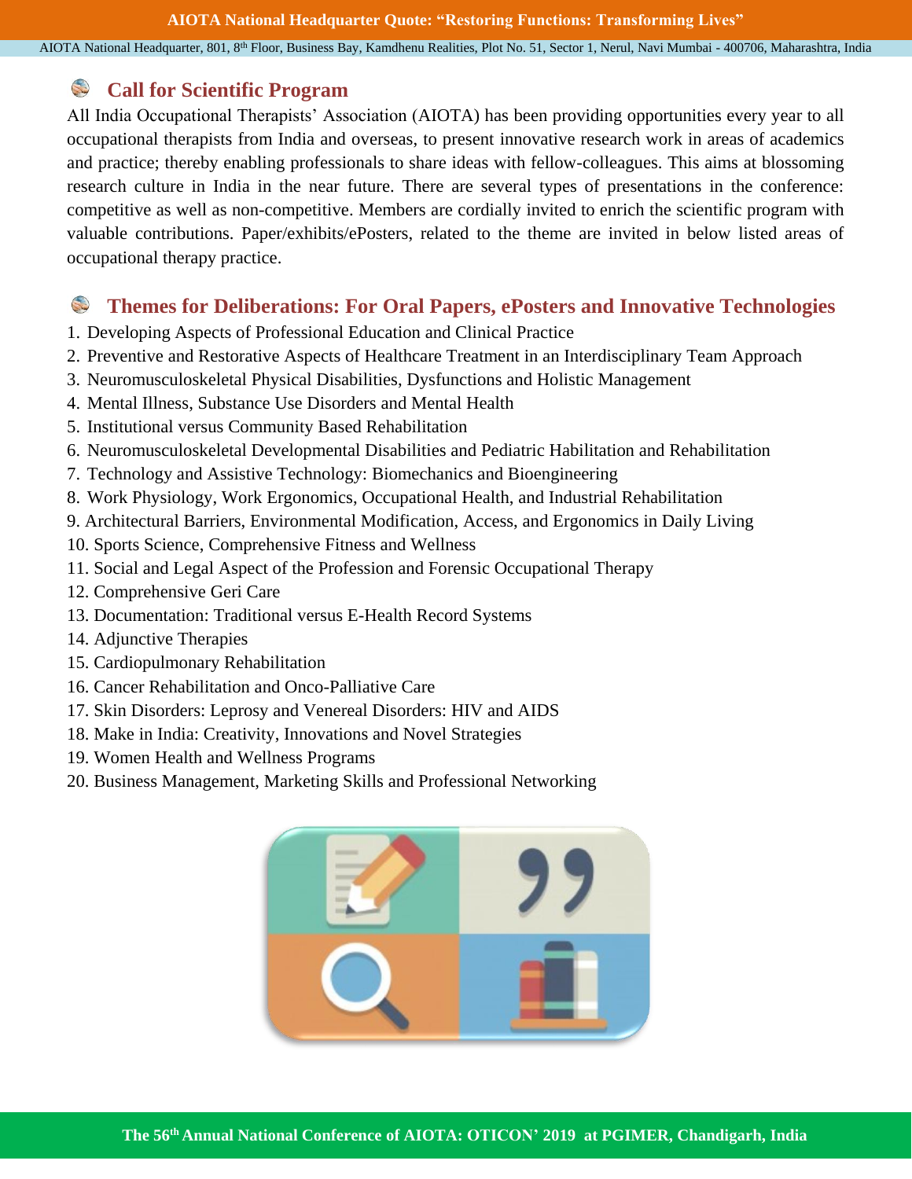## Call for Scientific Program

All India Occupational Therapists' Association (AIOTA) has been providing opportunities every year to all occupational therapists from India and overseas, to present innovative research work in areas of academics and practice; thereby enabling professionals to share ideas with fellow-colleagues. This aims at blossoming research culture in India in the near future. There are several types of presentations in the conference: competitive as well as non-competitive. Members are cordially invited to enrich the scientific program with valuable contributions. Paper/exhibits/ePosters, related to the theme are invited in below listed areas of occupational therapy practice.

## Themes for Deliberations: For Oral Papers, ePosters and Innovative Technologies

1. Developing Aspects of Professional Education and Clinical Practice
2. Preventive and Restorative Aspects of Healthcare Treatment in an Interdisciplinary Team Approach
3. Neuromusculoskeletal Physical Disabilities, Dysfunctions and Holistic Management
4. Mental Illness, Substance Use Disorders and Mental Health
5. Institutional versus Community Based Rehabilitation
6. Neuromusculoskeletal Developmental Disabilities and Pediatric Habilitation and Rehabilitation
7. Technology and Assistive Technology: Biomechanics and Bioengineering
8. Work Physiology, Work Ergonomics, Occupational Health, and Industrial Rehabilitation
9. Architectural Barriers, Environmental Modification, Access, and Ergonomics in Daily Living
10. Sports Science, Comprehensive Fitness and Wellness
11. Social and Legal Aspect of the Profession and Forensic Occupational Therapy
12. Comprehensive Geri Care
13. Documentation: Traditional versus E-Health Record Systems
14. Adjunctive Therapies
15. Cardiopulmonary Rehabilitation
16. Cancer Rehabilitation and Onco-Palliative Care
17. Skin Disorders: Leprosy and Venereal Disorders: HIV and AIDS
18. Make in India: Creativity, Innovations and Novel Strategies
19. Women Health and Wellness Programs
20. Business Management, Marketing Skills and Professional Networking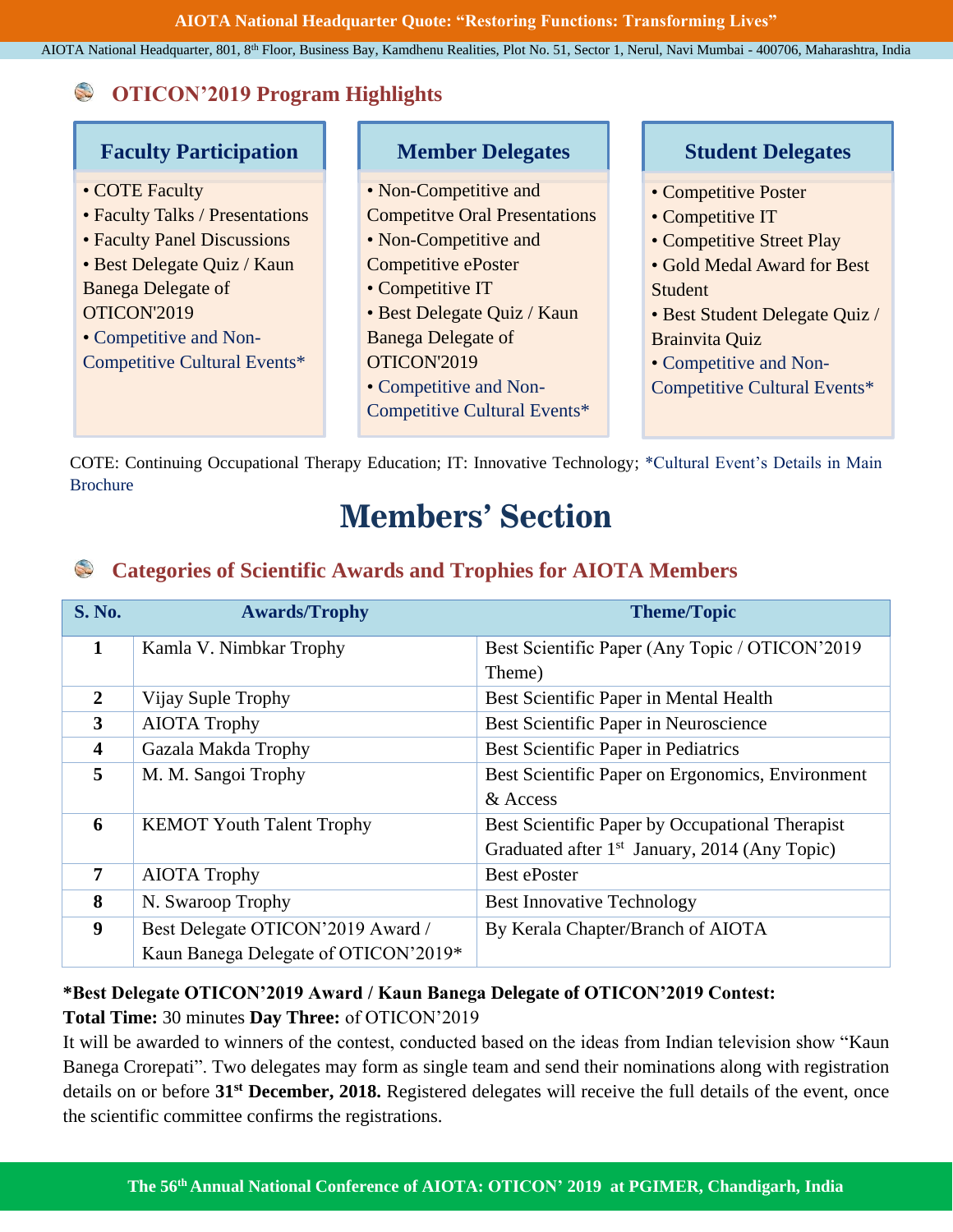## OTICON'2019 Program Highlights

### Faculty Participation

- COTE Faculty
- Faculty Talks / Presentations
- Faculty Panel Discussions
- Best Delegate Quiz / Kaun Banega Delegate of OTICON'2019
- Competitive and Non-Competitive Cultural Events*

### Member Delegates

- Non-Competitive and Competitve Oral Presentations
- Non-Competitive and Competitive ePoster
- Competitive IT
- Best Delegate Quiz / Kaun Banega Delegate of OTICON'2019
- Competitive and Non-Competitive Cultural Events*

### Student Delegates

- Competitive Poster
- Competitive IT
- Competitive Street Play
- Gold Medal Award for Best Student
- Best Student Delegate Quiz / Brainvita Quiz
- Competitive and Non-Competitive Cultural Events*

COTE: Continuing Occupational Therapy Education; IT: Innovative Technology; *Cultural Event's Details in Main Brochure

# Members' Section

## Categories of Scientific Awards and Trophies for AIOTA Members

| S. No. | Awards/Trophy | Theme/Topic |
|---|---|---|
| 1 | Kamla V. Nimbkar Trophy | Best Scientific Paper (Any Topic / OTICON'2019 Theme) |
| 2 | Vijay Suple Trophy | Best Scientific Paper in Mental Health |
| 3 | AIOTA Trophy | Best Scientific Paper in Neuroscience |
| 4 | Gazala Makda Trophy | Best Scientific Paper in Pediatrics |
| 5 | M. M. Sangoi Trophy | Best Scientific Paper on Ergonomics, Environment & Access |
| 6 | KEMOT Youth Talent Trophy | Best Scientific Paper by Occupational Therapist Graduated after 1st January, 2014 (Any Topic) |
| 7 | AIOTA Trophy | Best ePoster |
| 8 | N. Swaroop Trophy | Best Innovative Technology |
| 9 | Best Delegate OTICON'2019 Award / Kaun Banega Delegate of OTICON'2019* | By Kerala Chapter/Branch of AIOTA |

**\*Best Delegate OTICON'2019 Award / Kaun Banega Delegate of OTICON'2019 Contest:**

**Total Time:** 30 minutes **Day Three:** of OTICON'2019

It will be awarded to winners of the contest, conducted based on the ideas from Indian television show "Kaun Banega Crorepati". Two delegates may form as single team and send their nominations along with registration details on or before **31st December, 2018.** Registered delegates will receive the full details of the event, once the scientific committee confirms the registrations.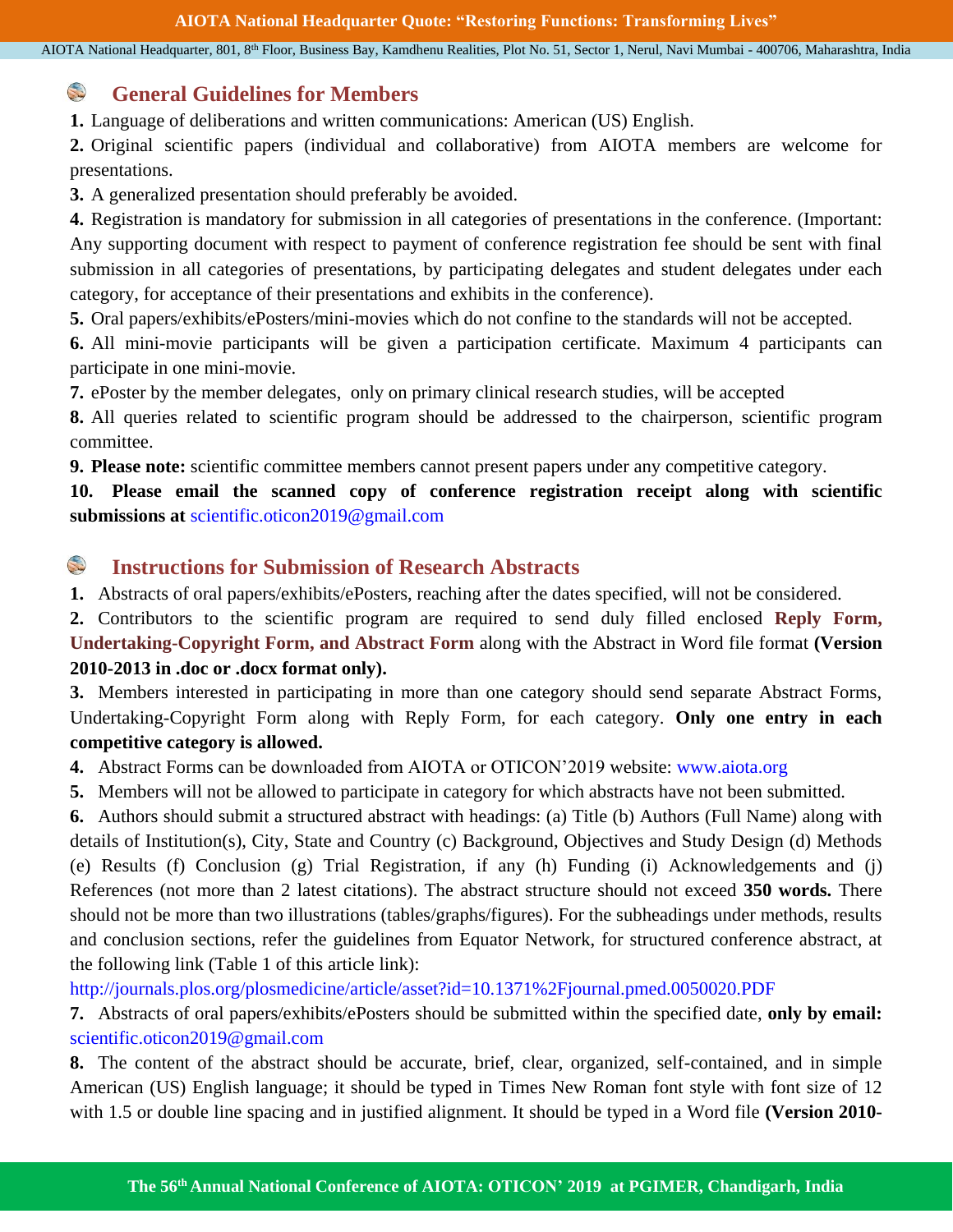## General Guidelines for Members

**1.** Language of deliberations and written communications: American (US) English.

**2.** Original scientific papers (individual and collaborative) from AIOTA members are welcome for presentations.

**3.** A generalized presentation should preferably be avoided.

**4.** Registration is mandatory for submission in all categories of presentations in the conference. (Important: Any supporting document with respect to payment of conference registration fee should be sent with final submission in all categories of presentations, by participating delegates and student delegates under each category, for acceptance of their presentations and exhibits in the conference).

**5.** Oral papers/exhibits/ePosters/mini-movies which do not confine to the standards will not be accepted.

**6.** All mini-movie participants will be given a participation certificate. Maximum 4 participants can participate in one mini-movie.

**7.** ePoster by the member delegates, only on primary clinical research studies, will be accepted

**8.** All queries related to scientific program should be addressed to the chairperson, scientific program committee.

**9. Please note:** scientific committee members cannot present papers under any competitive category.

**10. Please email the scanned copy of conference registration receipt along with scientific submissions at** scientific.oticon2019@gmail.com

## Instructions for Submission of Research Abstracts

**1.** Abstracts of oral papers/exhibits/ePosters, reaching after the dates specified, will not be considered.

**2.** Contributors to the scientific program are required to send duly filled enclosed **Reply Form, Undertaking-Copyright Form, and Abstract Form** along with the Abstract in Word file format **(Version 2010-2013 in .doc or .docx format only).**

**3.** Members interested in participating in more than one category should send separate Abstract Forms, Undertaking-Copyright Form along with Reply Form, for each category. **Only one entry in each competitive category is allowed.**

**4.** Abstract Forms can be downloaded from AIOTA or OTICON'2019 website: www.aiota.org

**5.** Members will not be allowed to participate in category for which abstracts have not been submitted.

**6.** Authors should submit a structured abstract with headings: (a) Title (b) Authors (Full Name) along with details of Institution(s), City, State and Country (c) Background, Objectives and Study Design (d) Methods (e) Results (f) Conclusion (g) Trial Registration, if any (h) Funding (i) Acknowledgements and (j) References (not more than 2 latest citations). The abstract structure should not exceed **350 words.** There should not be more than two illustrations (tables/graphs/figures). For the subheadings under methods, results and conclusion sections, refer the guidelines from Equator Network, for structured conference abstract, at the following link (Table 1 of this article link):

http://journals.plos.org/plosmedicine/article/asset?id=10.1371%2Fjournal.pmed.0050020.PDF

**7.** Abstracts of oral papers/exhibits/ePosters should be submitted within the specified date, **only by email:** scientific.oticon2019@gmail.com

**8.** The content of the abstract should be accurate, brief, clear, organized, self-contained, and in simple American (US) English language; it should be typed in Times New Roman font style with font size of 12 with 1.5 or double line spacing and in justified alignment. It should be typed in a Word file **(Version 2010-**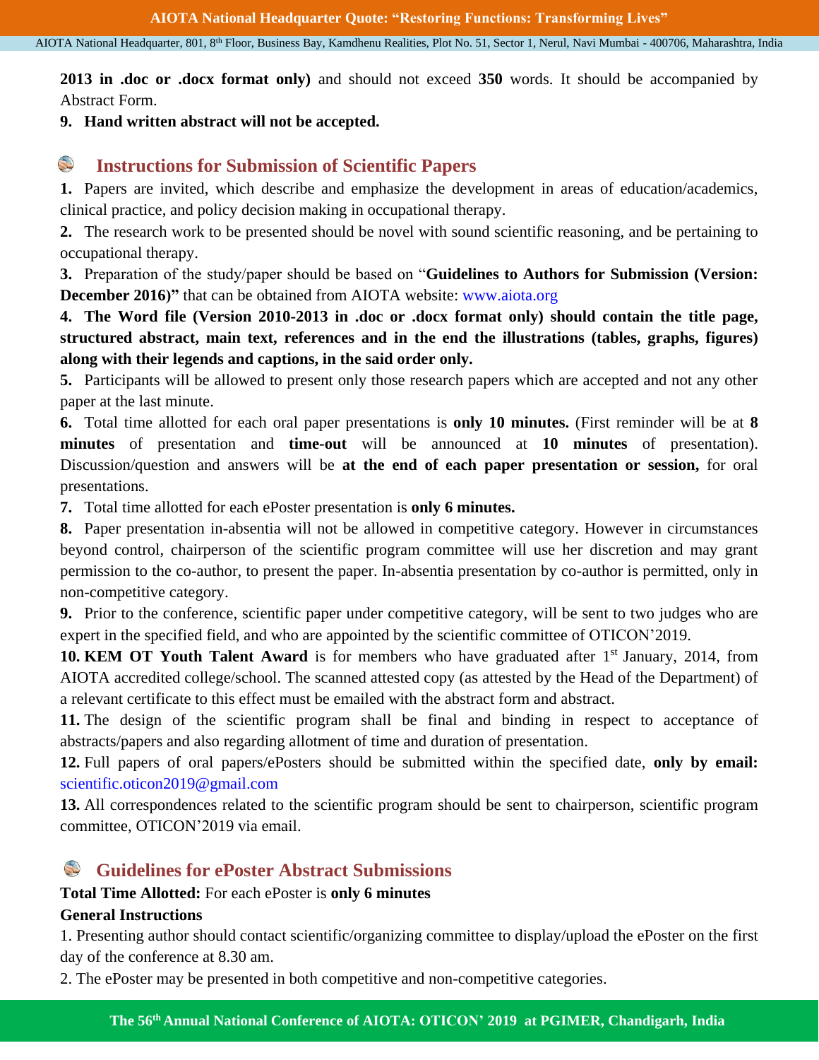**2013 in .doc or .docx format only)** and should not exceed **350** words. It should be accompanied by Abstract Form.

**9. Hand written abstract will not be accepted.**

## Instructions for Submission of Scientific Papers

**1.** Papers are invited, which describe and emphasize the development in areas of education/academics, clinical practice, and policy decision making in occupational therapy.

**2.** The research work to be presented should be novel with sound scientific reasoning, and be pertaining to occupational therapy.

**3.** Preparation of the study/paper should be based on "**Guidelines to Authors for Submission (Version: December 2016)"** that can be obtained from AIOTA website: www.aiota.org

**4. The Word file (Version 2010-2013 in .doc or .docx format only) should contain the title page, structured abstract, main text, references and in the end the illustrations (tables, graphs, figures) along with their legends and captions, in the said order only.**

**5.** Participants will be allowed to present only those research papers which are accepted and not any other paper at the last minute.

**6.** Total time allotted for each oral paper presentations is **only 10 minutes.** (First reminder will be at **8 minutes** of presentation and **time-out** will be announced at **10 minutes** of presentation). Discussion/question and answers will be **at the end of each paper presentation or session,** for oral presentations.

**7.** Total time allotted for each ePoster presentation is **only 6 minutes.**

**8.** Paper presentation in-absentia will not be allowed in competitive category. However in circumstances beyond control, chairperson of the scientific program committee will use her discretion and may grant permission to the co-author, to present the paper. In-absentia presentation by co-author is permitted, only in non-competitive category.

**9.** Prior to the conference, scientific paper under competitive category, will be sent to two judges who are expert in the specified field, and who are appointed by the scientific committee of OTICON'2019.

**10. KEM OT Youth Talent Award** is for members who have graduated after 1st January, 2014, from AIOTA accredited college/school. The scanned attested copy (as attested by the Head of the Department) of a relevant certificate to this effect must be emailed with the abstract form and abstract.

**11.** The design of the scientific program shall be final and binding in respect to acceptance of abstracts/papers and also regarding allotment of time and duration of presentation.

**12.** Full papers of oral papers/ePosters should be submitted within the specified date, **only by email:** scientific.oticon2019@gmail.com

**13.** All correspondences related to the scientific program should be sent to chairperson, scientific program committee, OTICON'2019 via email.

## Guidelines for ePoster Abstract Submissions

**Total Time Allotted:** For each ePoster is **only 6 minutes**

**General Instructions**

1. Presenting author should contact scientific/organizing committee to display/upload the ePoster on the first day of the conference at 8.30 am.

2. The ePoster may be presented in both competitive and non-competitive categories.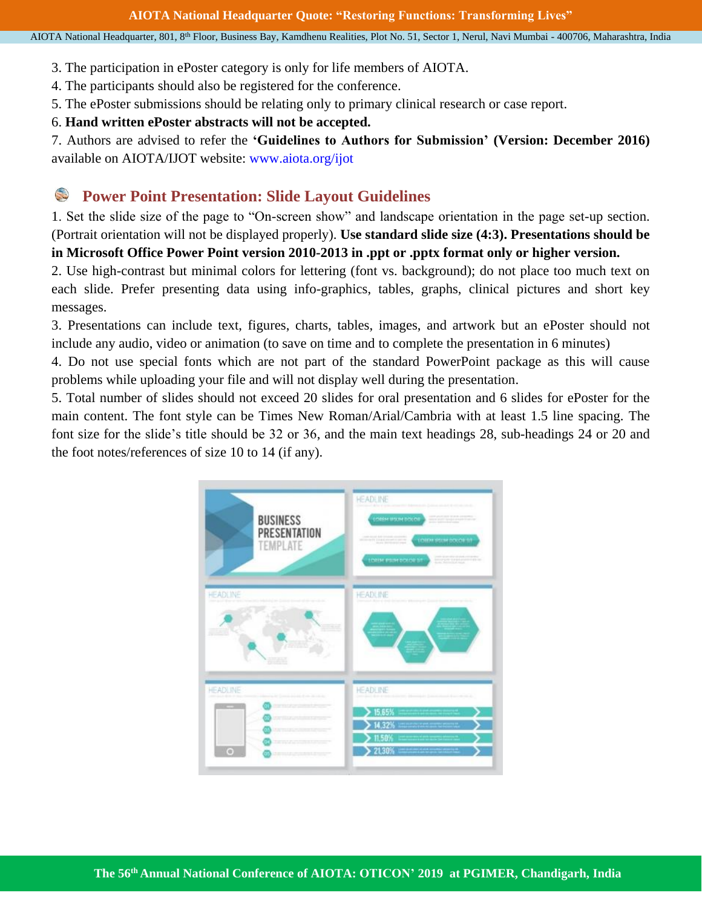3. The participation in ePoster category is only for life members of AIOTA.
4. The participants should also be registered for the conference.
5. The ePoster submissions should be relating only to primary clinical research or case report.
6. **Hand written ePoster abstracts will not be accepted.**
7. Authors are advised to refer the **'Guidelines to Authors for Submission' (Version: December 2016)** available on AIOTA/IJOT website: www.aiota.org/ijot

## Power Point Presentation: Slide Layout Guidelines

1. Set the slide size of the page to "On-screen show" and landscape orientation in the page set-up section. (Portrait orientation will not be displayed properly). **Use standard slide size (4:3). Presentations should be in Microsoft Office Power Point version 2010-2013 in .ppt or .pptx format only or higher version.**
2. Use high-contrast but minimal colors for lettering (font vs. background); do not place too much text on each slide. Prefer presenting data using info-graphics, tables, graphs, clinical pictures and short key messages.
3. Presentations can include text, figures, charts, tables, images, and artwork but an ePoster should not include any audio, video or animation (to save on time and to complete the presentation in 6 minutes)
4. Do not use special fonts which are not part of the standard PowerPoint package as this will cause problems while uploading your file and will not display well during the presentation.
5. Total number of slides should not exceed 20 slides for oral presentation and 6 slides for ePoster for the main content. The font style can be Times New Roman/Arial/Cambria with at least 1.5 line spacing. The font size for the slide's title should be 32 or 36, and the main text headings 28, sub-headings 24 or 20 and the foot notes/references of size 10 to 14 (if any).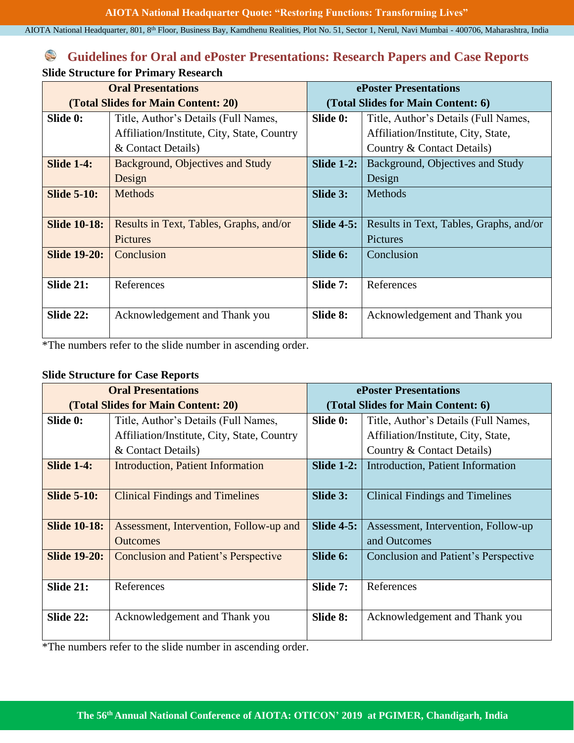## Guidelines for Oral and ePoster Presentations: Research Papers and Case Reports

**Slide Structure for Primary Research**

| Oral Presentations (Total Slides for Main Content: 20) | | ePoster Presentations (Total Slides for Main Content: 6) | |
|---|---|---|---|
| **Slide 0:** | Title, Author's Details (Full Names, Affiliation/Institute, City, State, Country & Contact Details) | **Slide 0:** | Title, Author's Details (Full Names, Affiliation/Institute, City, State, Country & Contact Details) |
| **Slide 1-4:** | Background, Objectives and Study Design | **Slide 1-2:** | Background, Objectives and Study Design |
| **Slide 5-10:** | Methods | **Slide 3:** | Methods |
| **Slide 10-18:** | Results in Text, Tables, Graphs, and/or Pictures | **Slide 4-5:** | Results in Text, Tables, Graphs, and/or Pictures |
| **Slide 19-20:** | Conclusion | **Slide 6:** | Conclusion |
| **Slide 21:** | References | **Slide 7:** | References |
| **Slide 22:** | Acknowledgement and Thank you | **Slide 8:** | Acknowledgement and Thank you |

*The numbers refer to the slide number in ascending order.

**Slide Structure for Case Reports**

| Oral Presentations (Total Slides for Main Content: 20) | | ePoster Presentations (Total Slides for Main Content: 6) | |
|---|---|---|---|
| **Slide 0:** | Title, Author's Details (Full Names, Affiliation/Institute, City, State, Country & Contact Details) | **Slide 0:** | Title, Author's Details (Full Names, Affiliation/Institute, City, State, Country & Contact Details) |
| **Slide 1-4:** | Introduction, Patient Information | **Slide 1-2:** | Introduction, Patient Information |
| **Slide 5-10:** | Clinical Findings and Timelines | **Slide 3:** | Clinical Findings and Timelines |
| **Slide 10-18:** | Assessment, Intervention, Follow-up and Outcomes | **Slide 4-5:** | Assessment, Intervention, Follow-up and Outcomes |
| **Slide 19-20:** | Conclusion and Patient's Perspective | **Slide 6:** | Conclusion and Patient's Perspective |
| **Slide 21:** | References | **Slide 7:** | References |
| **Slide 22:** | Acknowledgement and Thank you | **Slide 8:** | Acknowledgement and Thank you |

*The numbers refer to the slide number in ascending order.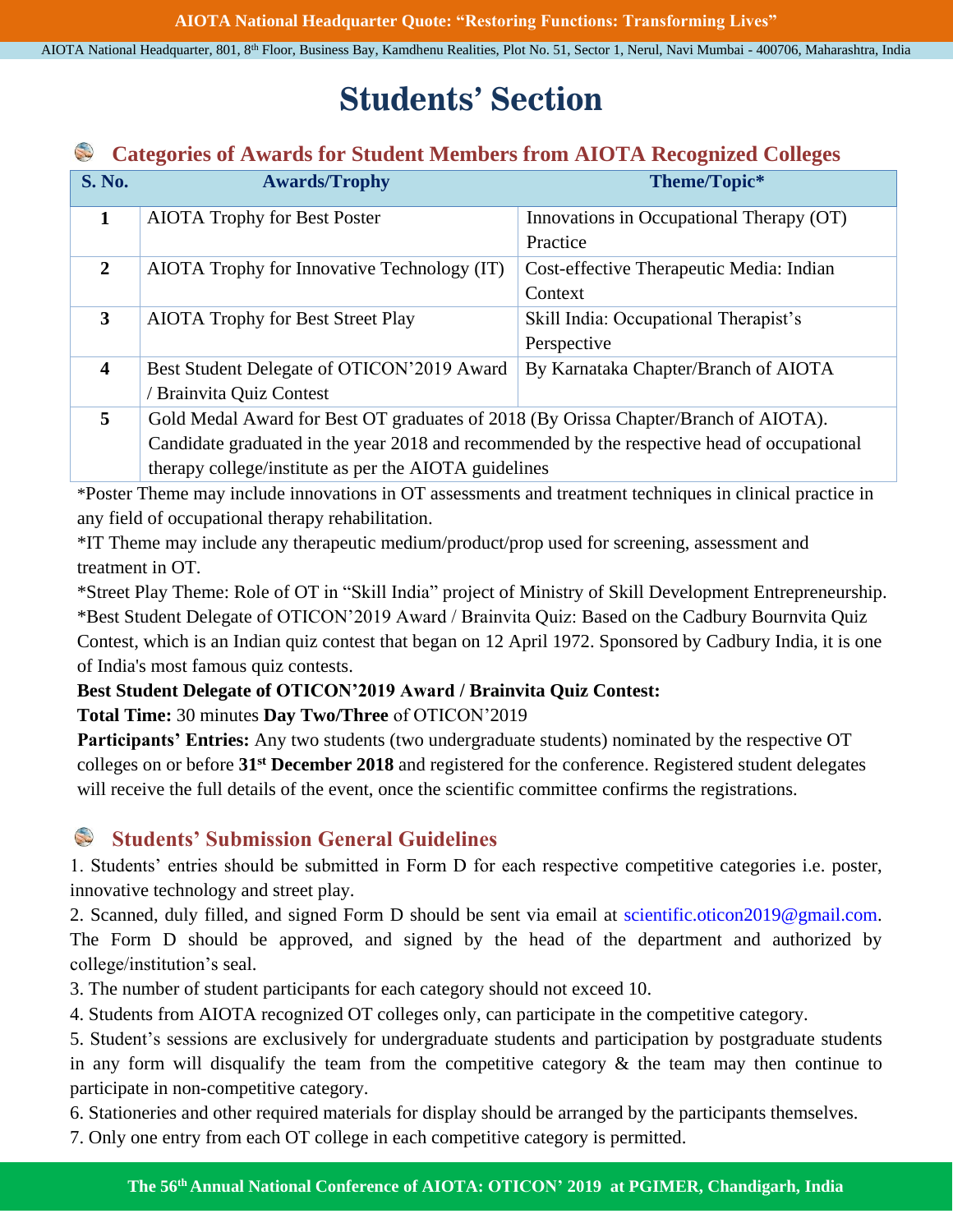# Students' Section

## Categories of Awards for Student Members from AIOTA Recognized Colleges

| S. No. | Awards/Trophy | Theme/Topic* |
|---|---|---|
| 1 | AIOTA Trophy for Best Poster | Innovations in Occupational Therapy (OT) Practice |
| 2 | AIOTA Trophy for Innovative Technology (IT) | Cost-effective Therapeutic Media: Indian Context |
| 3 | AIOTA Trophy for Best Street Play | Skill India: Occupational Therapist's Perspective |
| 4 | Best Student Delegate of OTICON'2019 Award / Brainvita Quiz Contest | By Karnataka Chapter/Branch of AIOTA |
| 5 | Gold Medal Award for Best OT graduates of 2018 (By Orissa Chapter/Branch of AIOTA). Candidate graduated in the year 2018 and recommended by the respective head of occupational therapy college/institute as per the AIOTA guidelines | |

*Poster Theme may include innovations in OT assessments and treatment techniques in clinical practice in any field of occupational therapy rehabilitation.

*IT Theme may include any therapeutic medium/product/prop used for screening, assessment and treatment in OT.

*Street Play Theme: Role of OT in "Skill India" project of Ministry of Skill Development Entrepreneurship.

*Best Student Delegate of OTICON'2019 Award / Brainvita Quiz: Based on the Cadbury Bournvita Quiz Contest, which is an Indian quiz contest that began on 12 April 1972. Sponsored by Cadbury India, it is one of India's most famous quiz contests.

**Best Student Delegate of OTICON'2019 Award / Brainvita Quiz Contest:**

**Total Time:** 30 minutes **Day Two/Three** of OTICON'2019

**Participants' Entries:** Any two students (two undergraduate students) nominated by the respective OT colleges on or before **31st December 2018** and registered for the conference. Registered student delegates will receive the full details of the event, once the scientific committee confirms the registrations.

## Students' Submission General Guidelines

1. Students' entries should be submitted in Form D for each respective competitive categories i.e. poster, innovative technology and street play.
2. Scanned, duly filled, and signed Form D should be sent via email at scientific.oticon2019@gmail.com. The Form D should be approved, and signed by the head of the department and authorized by college/institution's seal.
3. The number of student participants for each category should not exceed 10.
4. Students from AIOTA recognized OT colleges only, can participate in the competitive category.
5. Student's sessions are exclusively for undergraduate students and participation by postgraduate students in any form will disqualify the team from the competitive category & the team may then continue to participate in non-competitive category.
6. Stationeries and other required materials for display should be arranged by the participants themselves.
7. Only one entry from each OT college in each competitive category is permitted.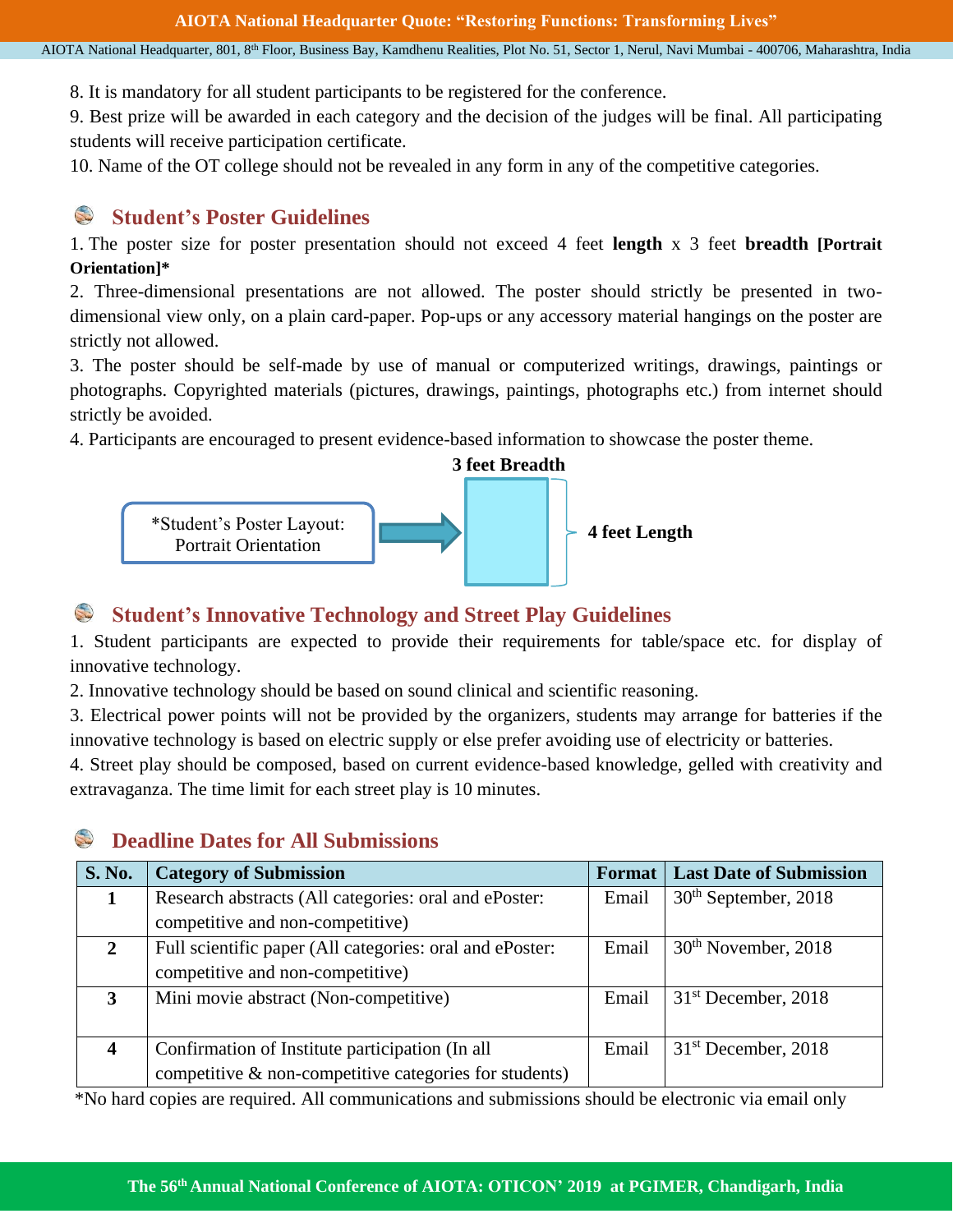8. It is mandatory for all student participants to be registered for the conference.

9. Best prize will be awarded in each category and the decision of the judges will be final. All participating students will receive participation certificate.

10. Name of the OT college should not be revealed in any form in any of the competitive categories.

## Student's Poster Guidelines

1. The poster size for poster presentation should not exceed 4 feet **length** x 3 feet **breadth [Portrait Orientation]***

2. Three-dimensional presentations are not allowed. The poster should strictly be presented in two-dimensional view only, on a plain card-paper. Pop-ups or any accessory material hangings on the poster are strictly not allowed.

3. The poster should be self-made by use of manual or computerized writings, drawings, paintings or photographs. Copyrighted materials (pictures, drawings, paintings, photographs etc.) from internet should strictly be avoided.

4. Participants are encouraged to present evidence-based information to showcase the poster theme.

*Student's Poster Layout: Portrait Orientation → **3 feet Breadth** × **4 feet Length**

## Student's Innovative Technology and Street Play Guidelines

1. Student participants are expected to provide their requirements for table/space etc. for display of innovative technology.

2. Innovative technology should be based on sound clinical and scientific reasoning.

3. Electrical power points will not be provided by the organizers, students may arrange for batteries if the innovative technology is based on electric supply or else prefer avoiding use of electricity or batteries.

4. Street play should be composed, based on current evidence-based knowledge, gelled with creativity and extravaganza. The time limit for each street play is 10 minutes.

## Deadline Dates for All Submissions

| S. No. | Category of Submission | Format | Last Date of Submission |
|---|---|---|---|
| **1** | Research abstracts (All categories: oral and ePoster: competitive and non-competitive) | Email | 30th September, 2018 |
| **2** | Full scientific paper (All categories: oral and ePoster: competitive and non-competitive) | Email | 30th November, 2018 |
| **3** | Mini movie abstract (Non-competitive) | Email | 31st December, 2018 |
| **4** | Confirmation of Institute participation (In all competitive & non-competitive categories for students) | Email | 31st December, 2018 |

*No hard copies are required. All communications and submissions should be electronic via email only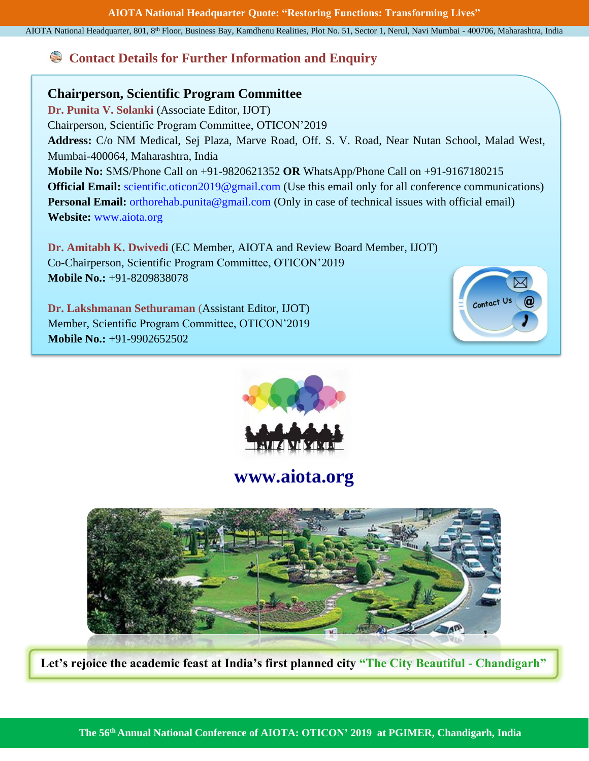## Contact Details for Further Information and Enquiry

### Chairperson, Scientific Program Committee

**Dr. Punita V. Solanki** (Associate Editor, IJOT)
Chairperson, Scientific Program Committee, OTICON'2019
**Address:** C/o NM Medical, Sej Plaza, Marve Road, Off. S. V. Road, Near Nutan School, Malad West, Mumbai-400064, Maharashtra, India
**Mobile No:** SMS/Phone Call on +91-9820621352 **OR** WhatsApp/Phone Call on +91-9167180215
**Official Email:** scientific.oticon2019@gmail.com (Use this email only for all conference communications)
**Personal Email:** orthorehab.punita@gmail.com (Only in case of technical issues with official email)
**Website:** www.aiota.org

**Dr. Amitabh K. Dwivedi** (EC Member, AIOTA and Review Board Member, IJOT)
Co-Chairperson, Scientific Program Committee, OTICON'2019
**Mobile No.:** +91-8209838078

**Dr. Lakshmanan Sethuraman** (Assistant Editor, IJOT)
Member, Scientific Program Committee, OTICON'2019
**Mobile No.:** +91-9902652502

## www.aiota.org

**Let's rejoice the academic feast at India's first planned city "The City Beautiful - Chandigarh"**